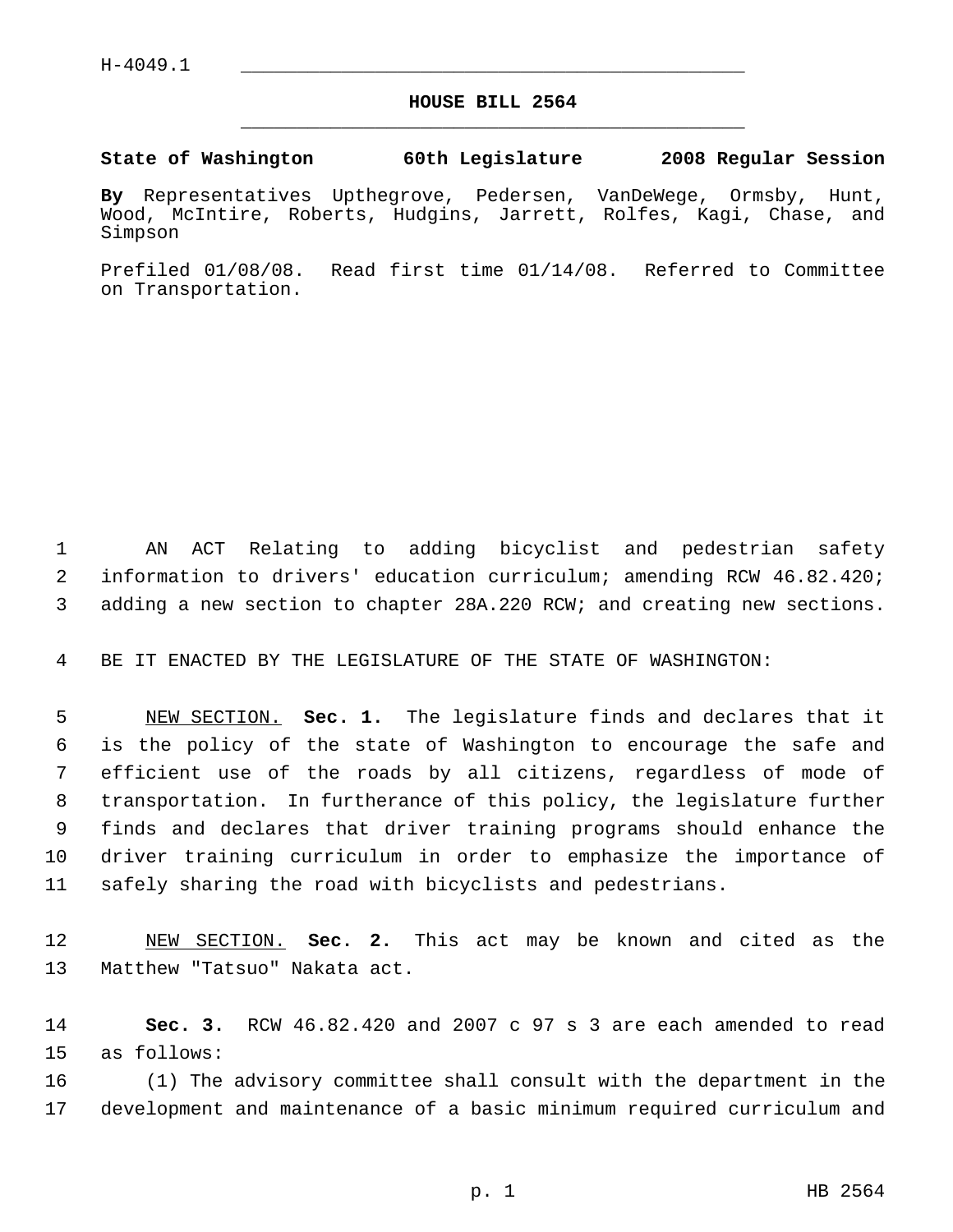H-4049.1

# HOUSE BILL 2564

**State of Washington 60th Legislature 2008 Regular Session**

**By** Representatives Upthegrove, Pedersen, VanDeWege, Ormsby, Hunt, Wood, McIntire, Roberts, Hudgins, Jarrett, Rolfes, Kagi, Chase, and Simpson

Prefiled 01/08/08. Read first time 01/14/08. Referred to Committee on Transportation.

AN ACT Relating to adding bicyclist and pedestrian safety information to drivers' education curriculum; amending RCW 46.82.420; adding a new section to chapter 28A.220 RCW; and creating new sections.

BE IT ENACTED BY THE LEGISLATURE OF THE STATE OF WASHINGTON:

NEW SECTION. **Sec. 1.** The legislature finds and declares that it is the policy of the state of Washington to encourage the safe and efficient use of the roads by all citizens, regardless of mode of transportation. In furtherance of this policy, the legislature further finds and declares that driver training programs should enhance the driver training curriculum in order to emphasize the importance of safely sharing the road with bicyclists and pedestrians.

NEW SECTION. **Sec. 2.** This act may be known and cited as the Matthew "Tatsuo" Nakata act.

**Sec. 3.** RCW 46.82.420 and 2007 c 97 s 3 are each amended to read as follows:

(1) The advisory committee shall consult with the department in the development and maintenance of a basic minimum required curriculum and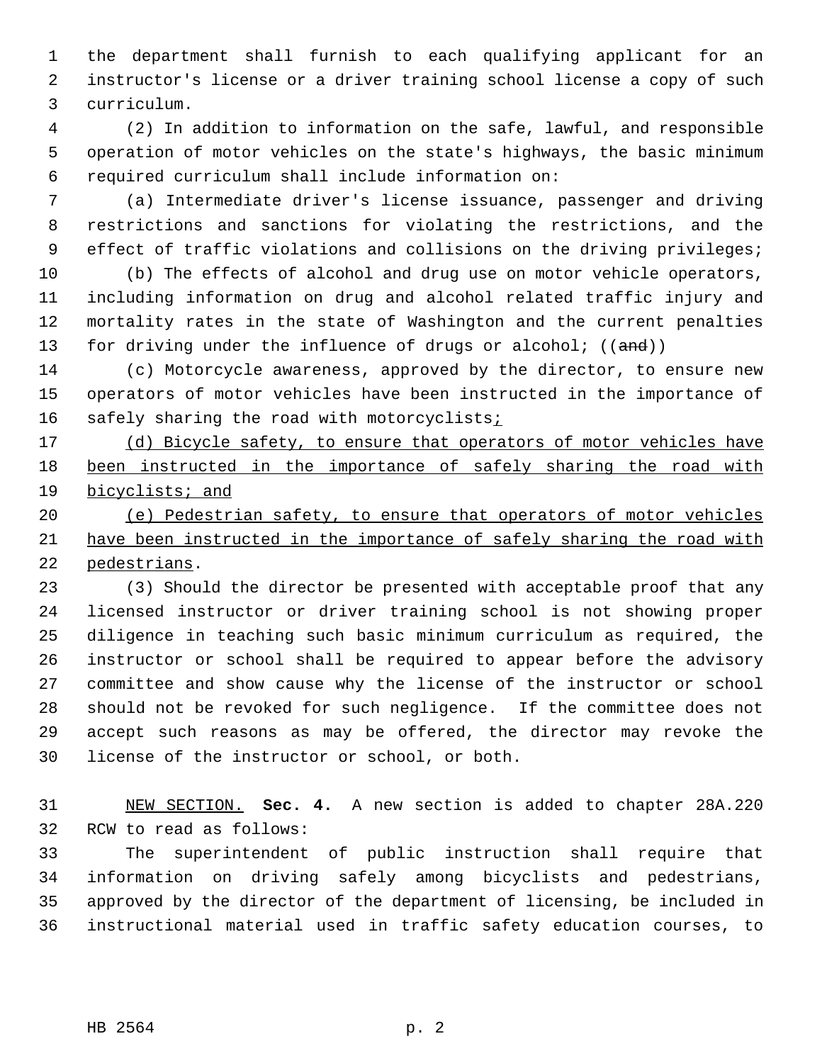the department shall furnish to each qualifying applicant for an instructor's license or a driver training school license a copy of such curriculum.

(2) In addition to information on the safe, lawful, and responsible operation of motor vehicles on the state's highways, the basic minimum required curriculum shall include information on:

(a) Intermediate driver's license issuance, passenger and driving restrictions and sanctions for violating the restrictions, and the effect of traffic violations and collisions on the driving privileges;

(b) The effects of alcohol and drug use on motor vehicle operators, including information on drug and alcohol related traffic injury and mortality rates in the state of Washington and the current penalties for driving under the influence of drugs or alcohol; ((~~and~~))

(c) Motorcycle awareness, approved by the director, to ensure new operators of motor vehicles have been instructed in the importance of safely sharing the road with motorcyclists<u>;</u>

<u>(d) Bicycle safety, to ensure that operators of motor vehicles have been instructed in the importance of safely sharing the road with bicyclists; and</u>

<u>(e) Pedestrian safety, to ensure that operators of motor vehicles have been instructed in the importance of safely sharing the road with pedestrians</u>.

(3) Should the director be presented with acceptable proof that any licensed instructor or driver training school is not showing proper diligence in teaching such basic minimum curriculum as required, the instructor or school shall be required to appear before the advisory committee and show cause why the license of the instructor or school should not be revoked for such negligence. If the committee does not accept such reasons as may be offered, the director may revoke the license of the instructor or school, or both.

<u>NEW SECTION.</u> **Sec. 4.** A new section is added to chapter 28A.220 RCW to read as follows:

The superintendent of public instruction shall require that information on driving safely among bicyclists and pedestrians, approved by the director of the department of licensing, be included in instructional material used in traffic safety education courses, to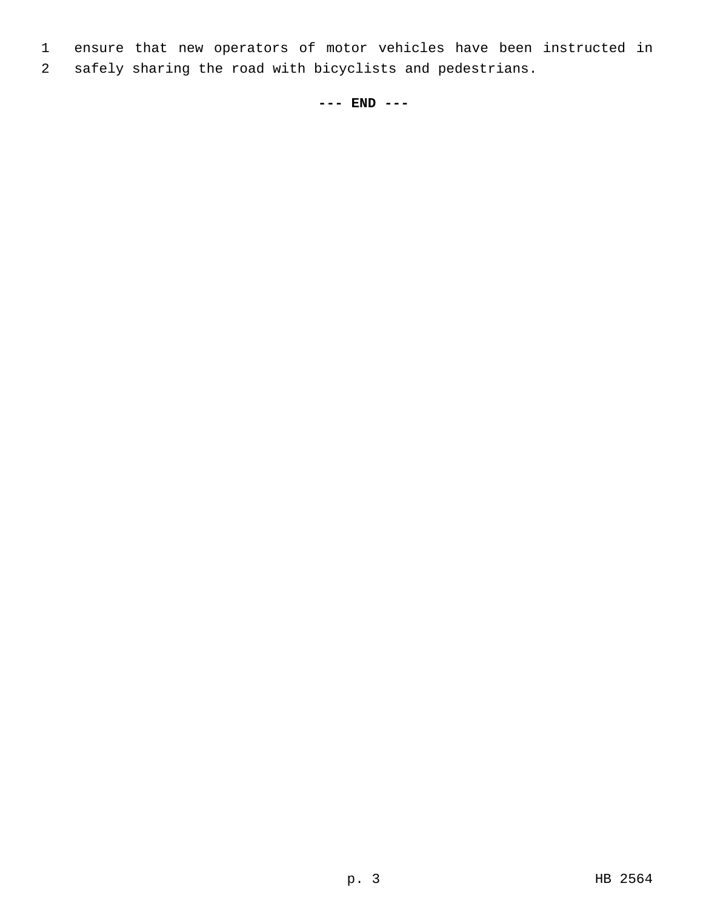ensure that new operators of motor vehicles have been instructed in safely sharing the road with bicyclists and pedestrians.

**--- END ---**